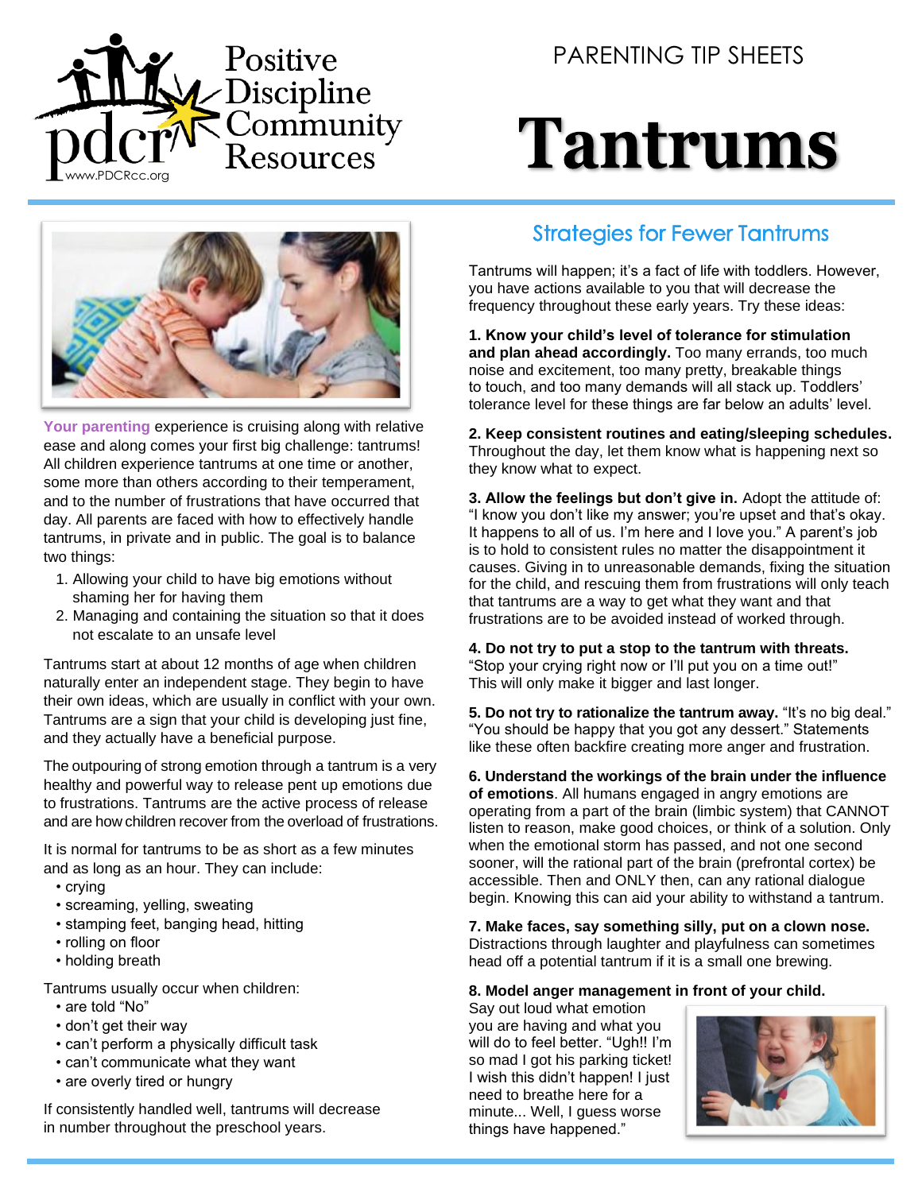Positive Discipline Community Resources

www.PDCRcc.org

PARENTING TIP SHEETS

# Tantrums

Your parenting experience is cruising along with relative ease and along comes your first big challenge: tantrums! All children experience tantrums at one time or another, some more than others according to their temperament, and to the number of frustrations that have occurred that day. All parents are faced with how to effectively handle tantrums, in private and in public. The goal is to balance two things:

1. Allowing your child to have big emotions without shaming her for having them
2. Managing and containing the situation so that it does not escalate to an unsafe level

Tantrums start at about 12 months of age when children naturally enter an independent stage. They begin to have their own ideas, which are usually in conflict with your own. Tantrums are a sign that your child is developing just fine, and they actually have a beneficial purpose.

The outpouring of strong emotion through a tantrum is a very healthy and powerful way to release pent up emotions due to frustrations. Tantrums are the active process of release and are how children recover from the overload of frustrations.

It is normal for tantrums to be as short as a few minutes and as long as an hour. They can include:

- crying
- screaming, yelling, sweating
- stamping feet, banging head, hitting
- rolling on floor
- holding breath

Tantrums usually occur when children:

- are told "No"
- don't get their way
- can't perform a physically difficult task
- can't communicate what they want
- are overly tired or hungry

If consistently handled well, tantrums will decrease in number throughout the preschool years.

## Strategies for Fewer Tantrums

Tantrums will happen; it's a fact of life with toddlers. However, you have actions available to you that will decrease the frequency throughout these early years. Try these ideas:

**1. Know your child's level of tolerance for stimulation and plan ahead accordingly.** Too many errands, too much noise and excitement, too many pretty, breakable things to touch, and too many demands will all stack up. Toddlers' tolerance level for these things are far below an adults' level.

**2. Keep consistent routines and eating/sleeping schedules.** Throughout the day, let them know what is happening next so they know what to expect.

**3. Allow the feelings but don't give in.** Adopt the attitude of: "I know you don't like my answer; you're upset and that's okay. It happens to all of us. I'm here and I love you." A parent's job is to hold to consistent rules no matter the disappointment it causes. Giving in to unreasonable demands, fixing the situation for the child, and rescuing them from frustrations will only teach that tantrums are a way to get what they want and that frustrations are to be avoided instead of worked through.

**4. Do not try to put a stop to the tantrum with threats.** "Stop your crying right now or I'll put you on a time out!" This will only make it bigger and last longer.

**5. Do not try to rationalize the tantrum away.** "It's no big deal." "You should be happy that you got any dessert." Statements like these often backfire creating more anger and frustration.

**6. Understand the workings of the brain under the influence of emotions**. All humans engaged in angry emotions are operating from a part of the brain (limbic system) that CANNOT listen to reason, make good choices, or think of a solution. Only when the emotional storm has passed, and not one second sooner, will the rational part of the brain (prefrontal cortex) be accessible. Then and ONLY then, can any rational dialogue begin. Knowing this can aid your ability to withstand a tantrum.

**7. Make faces, say something silly, put on a clown nose.** Distractions through laughter and playfulness can sometimes head off a potential tantrum if it is a small one brewing.

**8. Model anger management in front of your child.** Say out loud what emotion you are having and what you will do to feel better. "Ugh!! I'm so mad I got his parking ticket! I wish this didn't happen! I just need to breathe here for a minute... Well, I guess worse things have happened."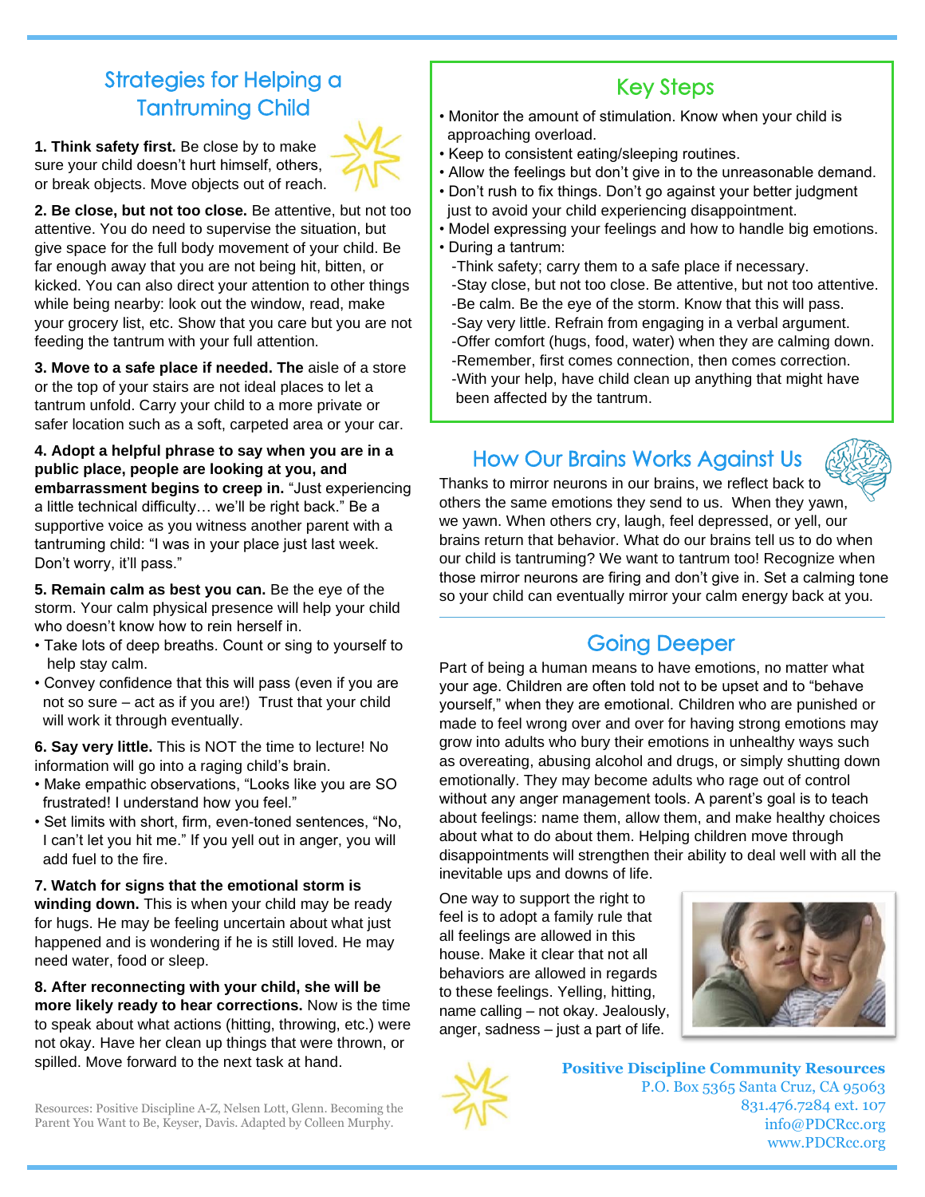## Strategies for Helping a Tantruming Child

**1. Think safety first.** Be close by to make sure your child doesn't hurt himself, others, or break objects. Move objects out of reach.

**2. Be close, but not too close.** Be attentive, but not too attentive. You do need to supervise the situation, but give space for the full body movement of your child. Be far enough away that you are not being hit, bitten, or kicked. You can also direct your attention to other things while being nearby: look out the window, read, make your grocery list, etc. Show that you care but you are not feeding the tantrum with your full attention.

**3. Move to a safe place if needed. The** aisle of a store or the top of your stairs are not ideal places to let a tantrum unfold. Carry your child to a more private or safer location such as a soft, carpeted area or your car.

**4. Adopt a helpful phrase to say when you are in a public place, people are looking at you, and embarrassment begins to creep in.** "Just experiencing a little technical difficulty… we'll be right back." Be a supportive voice as you witness another parent with a tantruming child: "I was in your place just last week. Don't worry, it'll pass."

**5. Remain calm as best you can.** Be the eye of the storm. Your calm physical presence will help your child who doesn't know how to rein herself in.

- Take lots of deep breaths. Count or sing to yourself to help stay calm.
- Convey confidence that this will pass (even if you are not so sure – act as if you are!) Trust that your child will work it through eventually.

**6. Say very little.** This is NOT the time to lecture! No information will go into a raging child's brain.

- Make empathic observations, "Looks like you are SO frustrated! I understand how you feel."
- Set limits with short, firm, even-toned sentences, "No, I can't let you hit me." If you yell out in anger, you will add fuel to the fire.

**7. Watch for signs that the emotional storm is winding down.** This is when your child may be ready for hugs. He may be feeling uncertain about what just happened and is wondering if he is still loved. He may need water, food or sleep.

**8. After reconnecting with your child, she will be more likely ready to hear corrections.** Now is the time to speak about what actions (hitting, throwing, etc.) were not okay. Have her clean up things that were thrown, or spilled. Move forward to the next task at hand.

Resources: Positive Discipline A-Z, Nelsen Lott, Glenn. Becoming the Parent You Want to Be, Keyser, Davis. Adapted by Colleen Murphy.

## Key Steps

- Monitor the amount of stimulation. Know when your child is approaching overload.
- Keep to consistent eating/sleeping routines.
- Allow the feelings but don't give in to the unreasonable demand.
- Don't rush to fix things. Don't go against your better judgment just to avoid your child experiencing disappointment.
- Model expressing your feelings and how to handle big emotions.
- During a tantrum:
  - -Think safety; carry them to a safe place if necessary.
  - -Stay close, but not too close. Be attentive, but not too attentive.
  - -Be calm. Be the eye of the storm. Know that this will pass.
  - -Say very little. Refrain from engaging in a verbal argument.
  - -Offer comfort (hugs, food, water) when they are calming down.
  - -Remember, first comes connection, then comes correction.
  - -With your help, have child clean up anything that might have been affected by the tantrum.

## How Our Brains Works Against Us

Thanks to mirror neurons in our brains, we reflect back to others the same emotions they send to us. When they yawn, we yawn. When others cry, laugh, feel depressed, or yell, our brains return that behavior. What do our brains tell us to do when our child is tantruming? We want to tantrum too! Recognize when those mirror neurons are firing and don't give in. Set a calming tone so your child can eventually mirror your calm energy back at you.

## Going Deeper

Part of being a human means to have emotions, no matter what your age. Children are often told not to be upset and to "behave yourself," when they are emotional. Children who are punished or made to feel wrong over and over for having strong emotions may grow into adults who bury their emotions in unhealthy ways such as overeating, abusing alcohol and drugs, or simply shutting down emotionally. They may become adults who rage out of control without any anger management tools. A parent's goal is to teach about feelings: name them, allow them, and make healthy choices about what to do about them. Helping children move through disappointments will strengthen their ability to deal well with all the inevitable ups and downs of life.

One way to support the right to feel is to adopt a family rule that all feelings are allowed in this house. Make it clear that not all behaviors are allowed in regards to these feelings. Yelling, hitting, name calling – not okay. Jealously, anger, sadness – just a part of life.

**Positive Discipline Community Resources**
P.O. Box 5365 Santa Cruz, CA 95063
831.476.7284 ext. 107
info@PDCRcc.org
www.PDCRcc.org